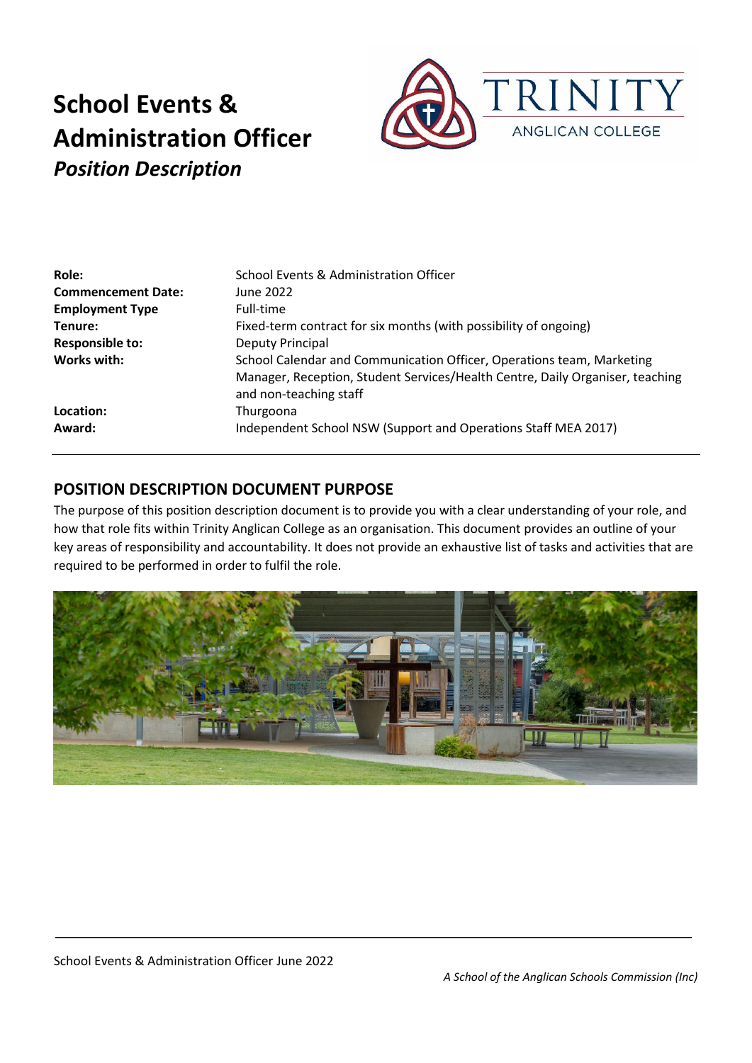# School Events & Administration Officer

***Position Description***

TRINITY ANGLICAN COLLEGE

| | |
|---|---|
| **Role:** | School Events & Administration Officer |
| **Commencement Date:** | June 2022 |
| **Employment Type** | Full-time |
| **Tenure:** | Fixed-term contract for six months (with possibility of ongoing) |
| **Responsible to:** | Deputy Principal |
| **Works with:** | School Calendar and Communication Officer, Operations team, Marketing Manager, Reception, Student Services/Health Centre, Daily Organiser, teaching and non-teaching staff |
| **Location:** | Thurgoona |
| **Award:** | Independent School NSW (Support and Operations Staff MEA 2017) |

## POSITION DESCRIPTION DOCUMENT PURPOSE

The purpose of this position description document is to provide you with a clear understanding of your role, and how that role fits within Trinity Anglican College as an organisation. This document provides an outline of your key areas of responsibility and accountability. It does not provide an exhaustive list of tasks and activities that are required to be performed in order to fulfil the role.

School Events & Administration Officer June 2022

*A School of the Anglican Schools Commission (Inc)*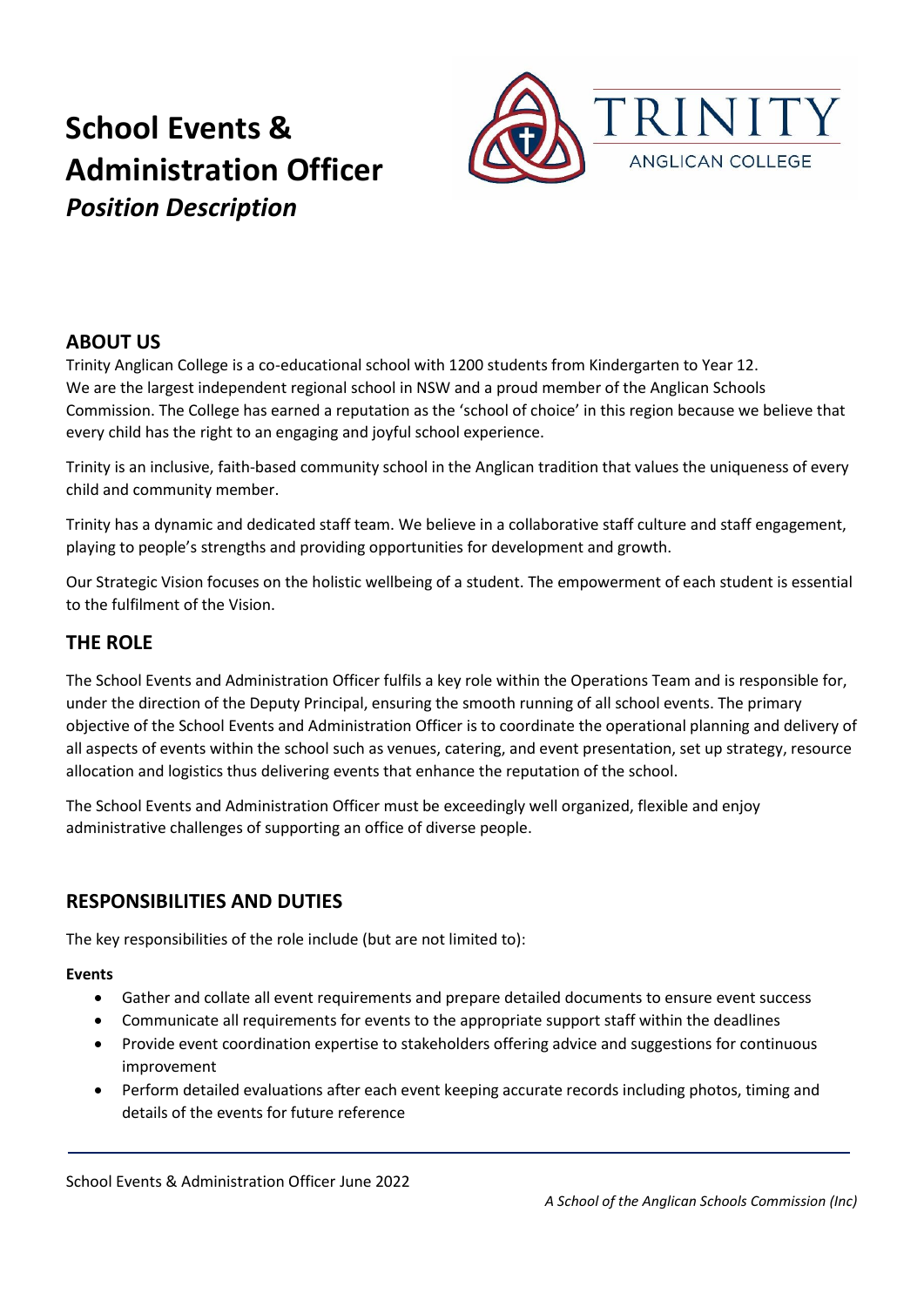# School Events & Administration Officer

***Position Description***

## ABOUT US

Trinity Anglican College is a co-educational school with 1200 students from Kindergarten to Year 12. We are the largest independent regional school in NSW and a proud member of the Anglican Schools Commission. The College has earned a reputation as the 'school of choice' in this region because we believe that every child has the right to an engaging and joyful school experience.

Trinity is an inclusive, faith-based community school in the Anglican tradition that values the uniqueness of every child and community member.

Trinity has a dynamic and dedicated staff team. We believe in a collaborative staff culture and staff engagement, playing to people's strengths and providing opportunities for development and growth.

Our Strategic Vision focuses on the holistic wellbeing of a student. The empowerment of each student is essential to the fulfilment of the Vision.

## THE ROLE

The School Events and Administration Officer fulfils a key role within the Operations Team and is responsible for, under the direction of the Deputy Principal, ensuring the smooth running of all school events. The primary objective of the School Events and Administration Officer is to coordinate the operational planning and delivery of all aspects of events within the school such as venues, catering, and event presentation, set up strategy, resource allocation and logistics thus delivering events that enhance the reputation of the school.

The School Events and Administration Officer must be exceedingly well organized, flexible and enjoy administrative challenges of supporting an office of diverse people.

## RESPONSIBILITIES AND DUTIES

The key responsibilities of the role include (but are not limited to):

**Events**

- Gather and collate all event requirements and prepare detailed documents to ensure event success
- Communicate all requirements for events to the appropriate support staff within the deadlines
- Provide event coordination expertise to stakeholders offering advice and suggestions for continuous improvement
- Perform detailed evaluations after each event keeping accurate records including photos, timing and details of the events for future reference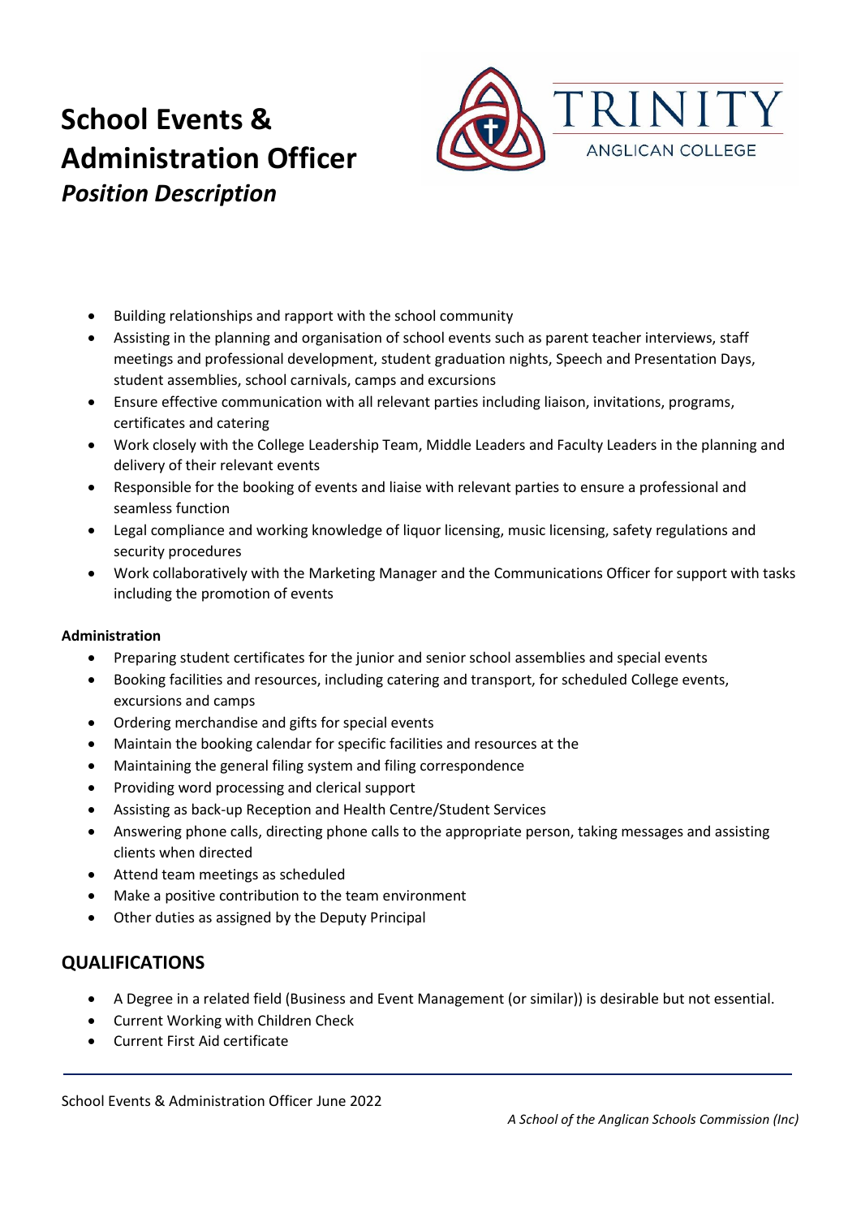# School Events & Administration Officer

## *Position Description*

- Building relationships and rapport with the school community
- Assisting in the planning and organisation of school events such as parent teacher interviews, staff meetings and professional development, student graduation nights, Speech and Presentation Days, student assemblies, school carnivals, camps and excursions
- Ensure effective communication with all relevant parties including liaison, invitations, programs, certificates and catering
- Work closely with the College Leadership Team, Middle Leaders and Faculty Leaders in the planning and delivery of their relevant events
- Responsible for the booking of events and liaise with relevant parties to ensure a professional and seamless function
- Legal compliance and working knowledge of liquor licensing, music licensing, safety regulations and security procedures
- Work collaboratively with the Marketing Manager and the Communications Officer for support with tasks including the promotion of events

**Administration**

- Preparing student certificates for the junior and senior school assemblies and special events
- Booking facilities and resources, including catering and transport, for scheduled College events, excursions and camps
- Ordering merchandise and gifts for special events
- Maintain the booking calendar for specific facilities and resources at the
- Maintaining the general filing system and filing correspondence
- Providing word processing and clerical support
- Assisting as back-up Reception and Health Centre/Student Services
- Answering phone calls, directing phone calls to the appropriate person, taking messages and assisting clients when directed
- Attend team meetings as scheduled
- Make a positive contribution to the team environment
- Other duties as assigned by the Deputy Principal

## QUALIFICATIONS

- A Degree in a related field (Business and Event Management (or similar)) is desirable but not essential.
- Current Working with Children Check
- Current First Aid certificate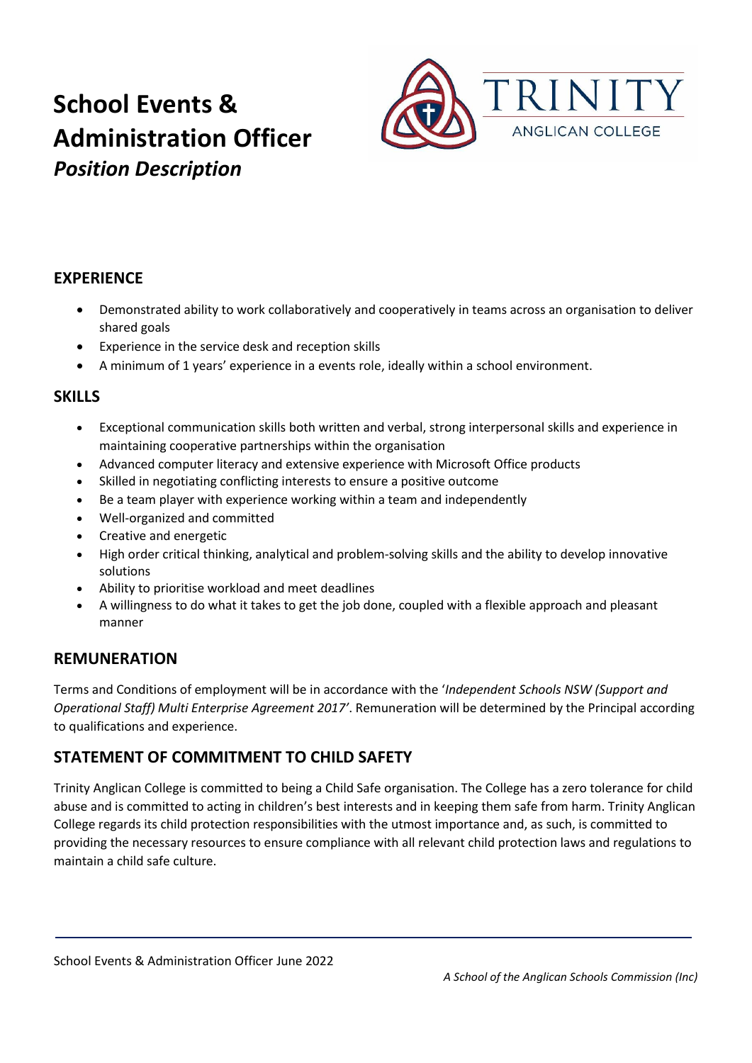# School Events & Administration Officer

## *Position Description*

TRINITY
ANGLICAN COLLEGE

## EXPERIENCE

- Demonstrated ability to work collaboratively and cooperatively in teams across an organisation to deliver shared goals
- Experience in the service desk and reception skills
- A minimum of 1 years' experience in a events role, ideally within a school environment.

## SKILLS

- Exceptional communication skills both written and verbal, strong interpersonal skills and experience in maintaining cooperative partnerships within the organisation
- Advanced computer literacy and extensive experience with Microsoft Office products
- Skilled in negotiating conflicting interests to ensure a positive outcome
- Be a team player with experience working within a team and independently
- Well-organized and committed
- Creative and energetic
- High order critical thinking, analytical and problem-solving skills and the ability to develop innovative solutions
- Ability to prioritise workload and meet deadlines
- A willingness to do what it takes to get the job done, coupled with a flexible approach and pleasant manner

## REMUNERATION

Terms and Conditions of employment will be in accordance with the '*Independent Schools NSW (Support and Operational Staff) Multi Enterprise Agreement 2017*'. Remuneration will be determined by the Principal according to qualifications and experience.

## STATEMENT OF COMMITMENT TO CHILD SAFETY

Trinity Anglican College is committed to being a Child Safe organisation. The College has a zero tolerance for child abuse and is committed to acting in children's best interests and in keeping them safe from harm. Trinity Anglican College regards its child protection responsibilities with the utmost importance and, as such, is committed to providing the necessary resources to ensure compliance with all relevant child protection laws and regulations to maintain a child safe culture.